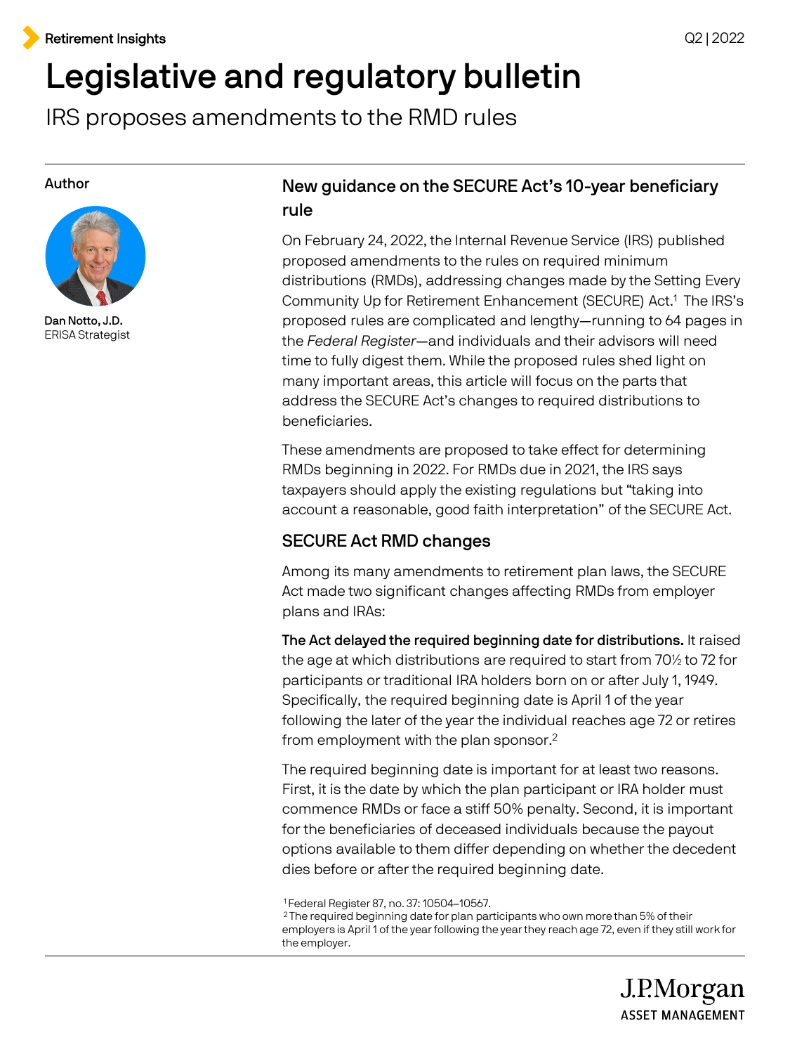Retirement Insights

Q2 | 2022

# Legislative and regulatory bulletin

IRS proposes amendments to the RMD rules

Author

**Dan Notto, J.D.**
ERISA Strategist

## New guidance on the SECURE Act's 10-year beneficiary rule

On February 24, 2022, the Internal Revenue Service (IRS) published proposed amendments to the rules on required minimum distributions (RMDs), addressing changes made by the Setting Every Community Up for Retirement Enhancement (SECURE) Act.[1] The IRS's proposed rules are complicated and lengthy—running to 64 pages in the *Federal Register*—and individuals and their advisors will need time to fully digest them. While the proposed rules shed light on many important areas, this article will focus on the parts that address the SECURE Act's changes to required distributions to beneficiaries.

These amendments are proposed to take effect for determining RMDs beginning in 2022. For RMDs due in 2021, the IRS says taxpayers should apply the existing regulations but "taking into account a reasonable, good faith interpretation" of the SECURE Act.

## SECURE Act RMD changes

Among its many amendments to retirement plan laws, the SECURE Act made two significant changes affecting RMDs from employer plans and IRAs:

**The Act delayed the required beginning date for distributions.** It raised the age at which distributions are required to start from 70½ to 72 for participants or traditional IRA holders born on or after July 1, 1949. Specifically, the required beginning date is April 1 of the year following the later of the year the individual reaches age 72 or retires from employment with the plan sponsor.[2]

The required beginning date is important for at least two reasons. First, it is the date by which the plan participant or IRA holder must commence RMDs or face a stiff 50% penalty. Second, it is important for the beneficiaries of deceased individuals because the payout options available to them differ depending on whether the decedent dies before or after the required beginning date.

[1] Federal Register 87, no. 37: 10504–10567.
[2] The required beginning date for plan participants who own more than 5% of their employers is April 1 of the year following the year they reach age 72, even if they still work for the employer.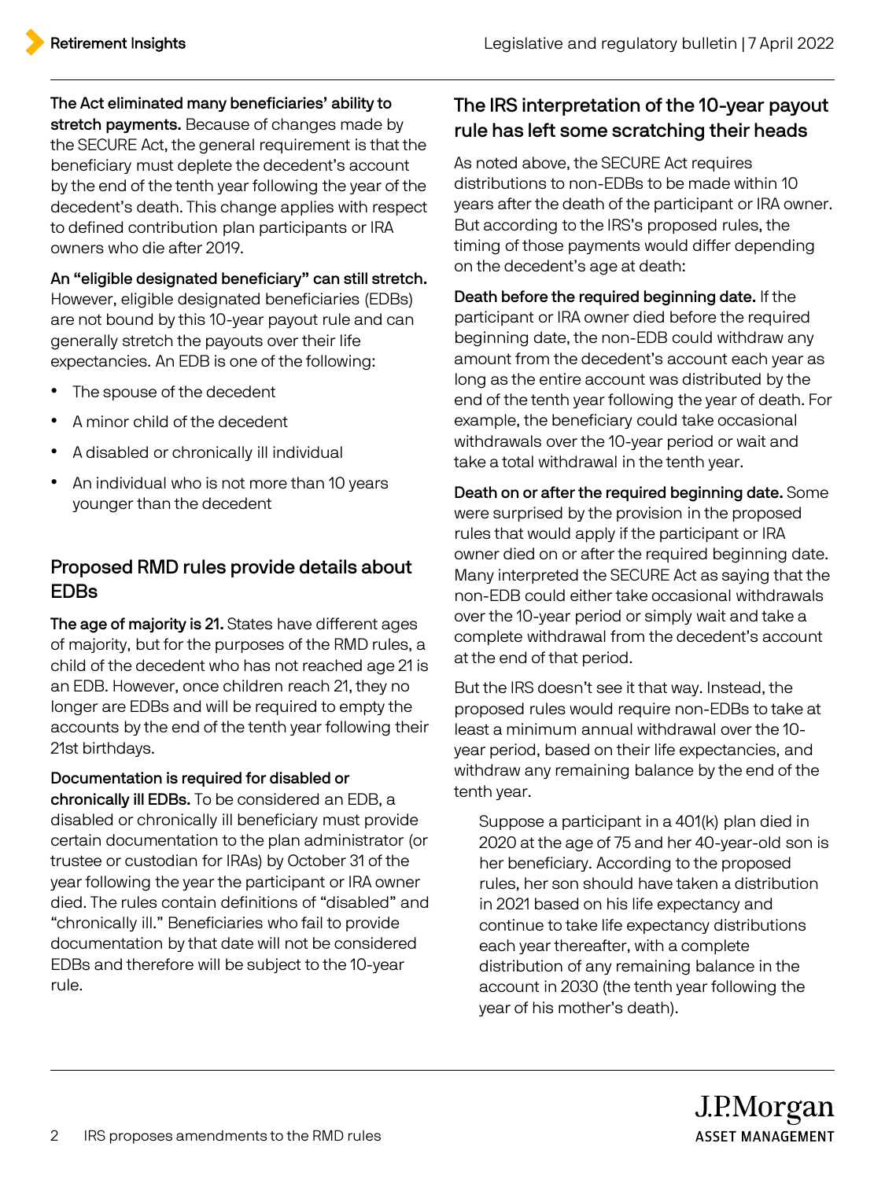**The Act eliminated many beneficiaries' ability to stretch payments.** Because of changes made by the SECURE Act, the general requirement is that the beneficiary must deplete the decedent's account by the end of the tenth year following the year of the decedent's death. This change applies with respect to defined contribution plan participants or IRA owners who die after 2019.

**An "eligible designated beneficiary" can still stretch.** However, eligible designated beneficiaries (EDBs) are not bound by this 10-year payout rule and can generally stretch the payouts over their life expectancies. An EDB is one of the following:

- The spouse of the decedent
- A minor child of the decedent
- A disabled or chronically ill individual
- An individual who is not more than 10 years younger than the decedent

## Proposed RMD rules provide details about EDBs

**The age of majority is 21.** States have different ages of majority, but for the purposes of the RMD rules, a child of the decedent who has not reached age 21 is an EDB. However, once children reach 21, they no longer are EDBs and will be required to empty the accounts by the end of the tenth year following their 21st birthdays.

**Documentation is required for disabled or chronically ill EDBs.** To be considered an EDB, a disabled or chronically ill beneficiary must provide certain documentation to the plan administrator (or trustee or custodian for IRAs) by October 31 of the year following the year the participant or IRA owner died. The rules contain definitions of "disabled" and "chronically ill." Beneficiaries who fail to provide documentation by that date will not be considered EDBs and therefore will be subject to the 10-year rule.

## The IRS interpretation of the 10-year payout rule has left some scratching their heads

As noted above, the SECURE Act requires distributions to non-EDBs to be made within 10 years after the death of the participant or IRA owner. But according to the IRS's proposed rules, the timing of those payments would differ depending on the decedent's age at death:

**Death before the required beginning date.** If the participant or IRA owner died before the required beginning date, the non-EDB could withdraw any amount from the decedent's account each year as long as the entire account was distributed by the end of the tenth year following the year of death. For example, the beneficiary could take occasional withdrawals over the 10-year period or wait and take a total withdrawal in the tenth year.

**Death on or after the required beginning date.** Some were surprised by the provision in the proposed rules that would apply if the participant or IRA owner died on or after the required beginning date. Many interpreted the SECURE Act as saying that the non-EDB could either take occasional withdrawals over the 10-year period or simply wait and take a complete withdrawal from the decedent's account at the end of that period.

But the IRS doesn't see it that way. Instead, the proposed rules would require non-EDBs to take at least a minimum annual withdrawal over the 10-year period, based on their life expectancies, and withdraw any remaining balance by the end of the tenth year.

> Suppose a participant in a 401(k) plan died in 2020 at the age of 75 and her 40-year-old son is her beneficiary. According to the proposed rules, her son should have taken a distribution in 2021 based on his life expectancy and continue to take life expectancy distributions each year thereafter, with a complete distribution of any remaining balance in the account in 2030 (the tenth year following the year of his mother's death).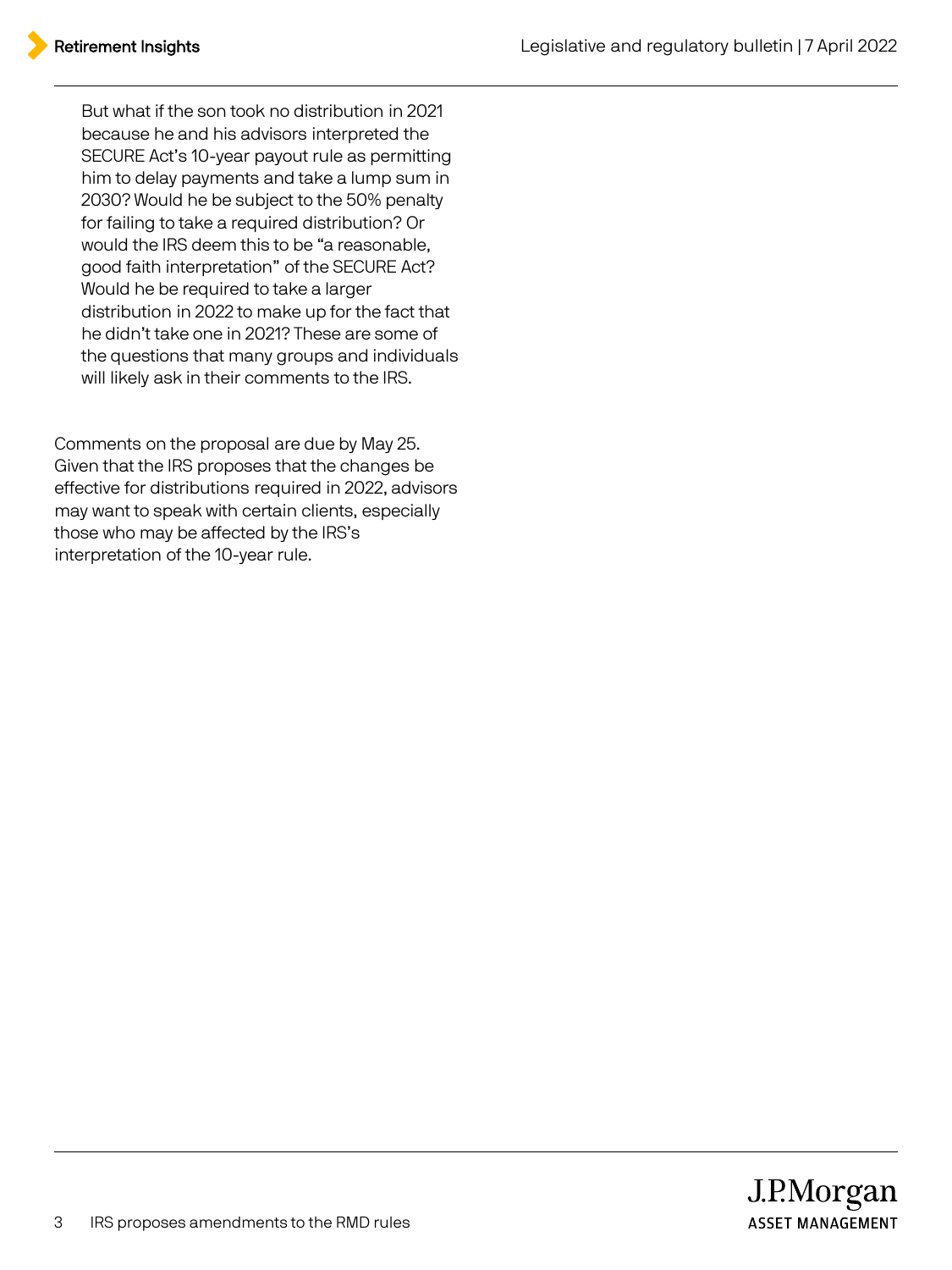> But what if the son took no distribution in 2021 because he and his advisors interpreted the SECURE Act's 10-year payout rule as permitting him to delay payments and take a lump sum in 2030? Would he be subject to the 50% penalty for failing to take a required distribution? Or would the IRS deem this to be "a reasonable, good faith interpretation" of the SECURE Act? Would he be required to take a larger distribution in 2022 to make up for the fact that he didn't take one in 2021? These are some of the questions that many groups and individuals will likely ask in their comments to the IRS.

Comments on the proposal are due by May 25. Given that the IRS proposes that the changes be effective for distributions required in 2022, advisors may want to speak with certain clients, especially those who may be affected by the IRS's interpretation of the 10-year rule.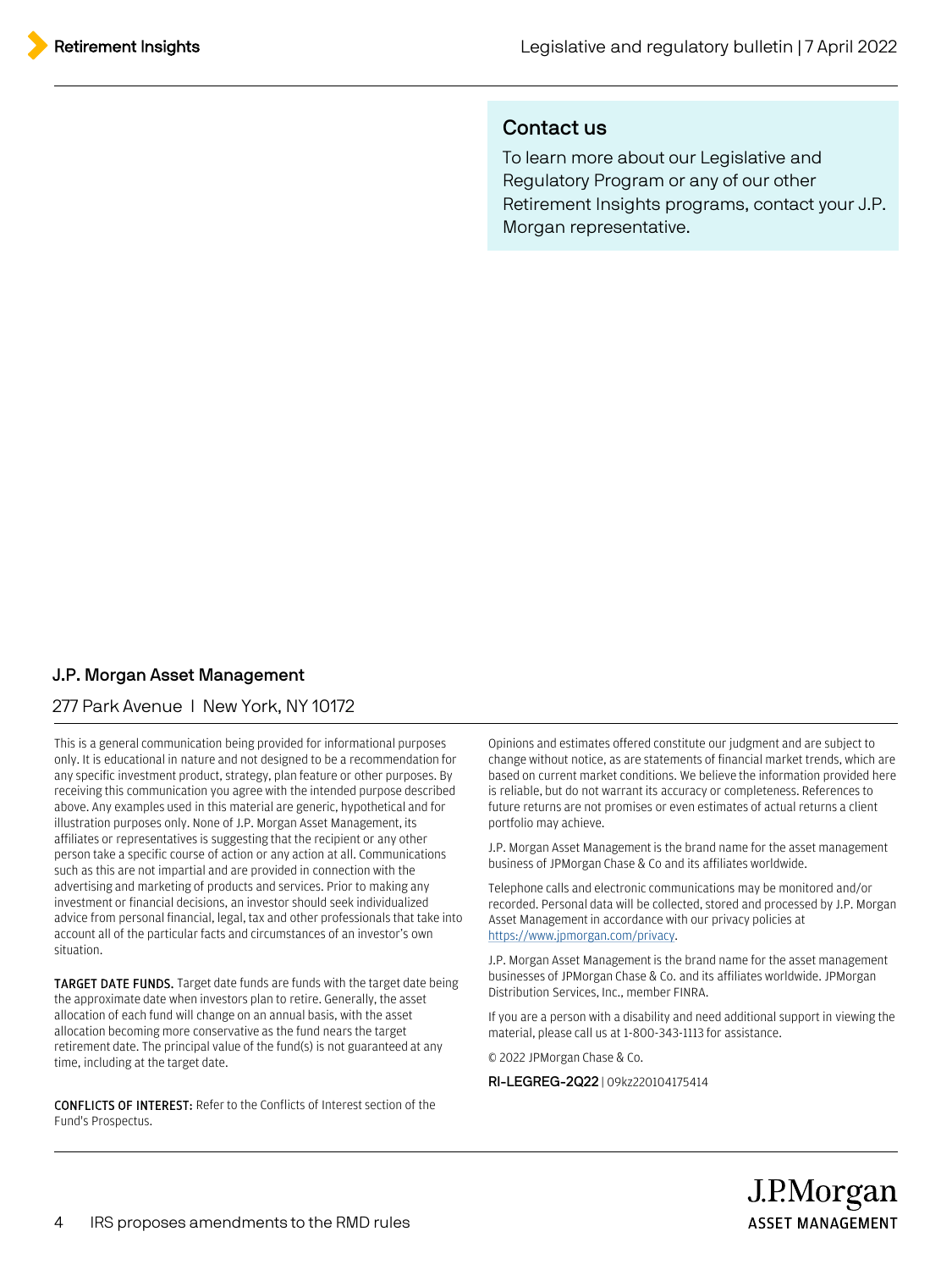## Contact us

To learn more about our Legislative and Regulatory Program or any of our other Retirement Insights programs, contact your J.P. Morgan representative.

**J.P. Morgan Asset Management**

277 Park Avenue I New York, NY 10172

This is a general communication being provided for informational purposes only. It is educational in nature and not designed to be a recommendation for any specific investment product, strategy, plan feature or other purposes. By receiving this communication you agree with the intended purpose described above. Any examples used in this material are generic, hypothetical and for illustration purposes only. None of J.P. Morgan Asset Management, its affiliates or representatives is suggesting that the recipient or any other person take a specific course of action or any action at all. Communications such as this are not impartial and are provided in connection with the advertising and marketing of products and services. Prior to making any investment or financial decisions, an investor should seek individualized advice from personal financial, legal, tax and other professionals that take into account all of the particular facts and circumstances of an investor's own situation.

**TARGET DATE FUNDS.** Target date funds are funds with the target date being the approximate date when investors plan to retire. Generally, the asset allocation of each fund will change on an annual basis, with the asset allocation becoming more conservative as the fund nears the target retirement date. The principal value of the fund(s) is not guaranteed at any time, including at the target date.

**CONFLICTS OF INTEREST:** Refer to the Conflicts of Interest section of the Fund's Prospectus.

Opinions and estimates offered constitute our judgment and are subject to change without notice, as are statements of financial market trends, which are based on current market conditions. We believe the information provided here is reliable, but do not warrant its accuracy or completeness. References to future returns are not promises or even estimates of actual returns a client portfolio may achieve.

J.P. Morgan Asset Management is the brand name for the asset management business of JPMorgan Chase & Co and its affiliates worldwide.

Telephone calls and electronic communications may be monitored and/or recorded. Personal data will be collected, stored and processed by J.P. Morgan Asset Management in accordance with our privacy policies at https://www.jpmorgan.com/privacy.

J.P. Morgan Asset Management is the brand name for the asset management businesses of JPMorgan Chase & Co. and its affiliates worldwide. JPMorgan Distribution Services, Inc., member FINRA.

If you are a person with a disability and need additional support in viewing the material, please call us at 1-800-343-1113 for assistance.

© 2022 JPMorgan Chase & Co.

**RI-LEGREG-2Q22** | 09kz220104175414

J.P.Morgan
ASSET MANAGEMENT